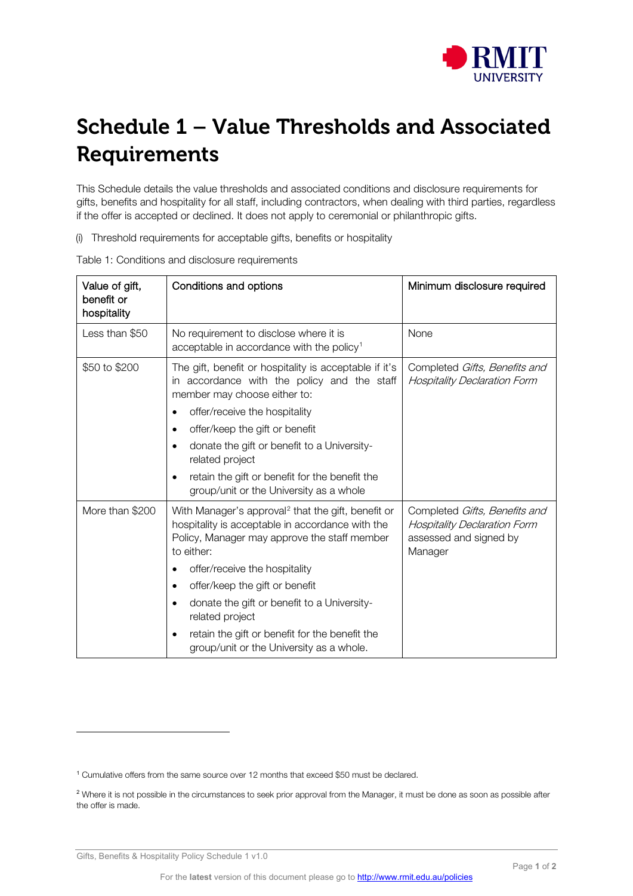# Schedule 1 – Value Thresholds and Associated Requirements

This Schedule details the value thresholds and associated conditions and disclosure requirements for gifts, benefits and hospitality for all staff, including contractors, when dealing with third parties, regardless if the offer is accepted or declined. It does not apply to ceremonial or philanthropic gifts.

(i) Threshold requirements for acceptable gifts, benefits or hospitality

Table 1: Conditions and disclosure requirements

| Value of gift, benefit or hospitality | Conditions and options | Minimum disclosure required |
|---|---|---|
| Less than $50 | No requirement to disclose where it is acceptable in accordance with the policy[1] | None |
| $50 to $200 | The gift, benefit or hospitality is acceptable if it's in accordance with the policy and the staff member may choose either to:<br>• offer/receive the hospitality<br>• offer/keep the gift or benefit<br>• donate the gift or benefit to a University-related project<br>• retain the gift or benefit for the benefit the group/unit or the University as a whole | Completed *Gifts, Benefits and Hospitality Declaration Form* |
| More than $200 | With Manager's approval[2] that the gift, benefit or hospitality is acceptable in accordance with the Policy, Manager may approve the staff member to either:<br>• offer/receive the hospitality<br>• offer/keep the gift or benefit<br>• donate the gift or benefit to a University-related project<br>• retain the gift or benefit for the benefit the group/unit or the University as a whole. | Completed *Gifts, Benefits and Hospitality Declaration Form* assessed and signed by Manager |

[1] Cumulative offers from the same source over 12 months that exceed $50 must be declared.

[2] Where it is not possible in the circumstances to seek prior approval from the Manager, it must be done as soon as possible after the offer is made.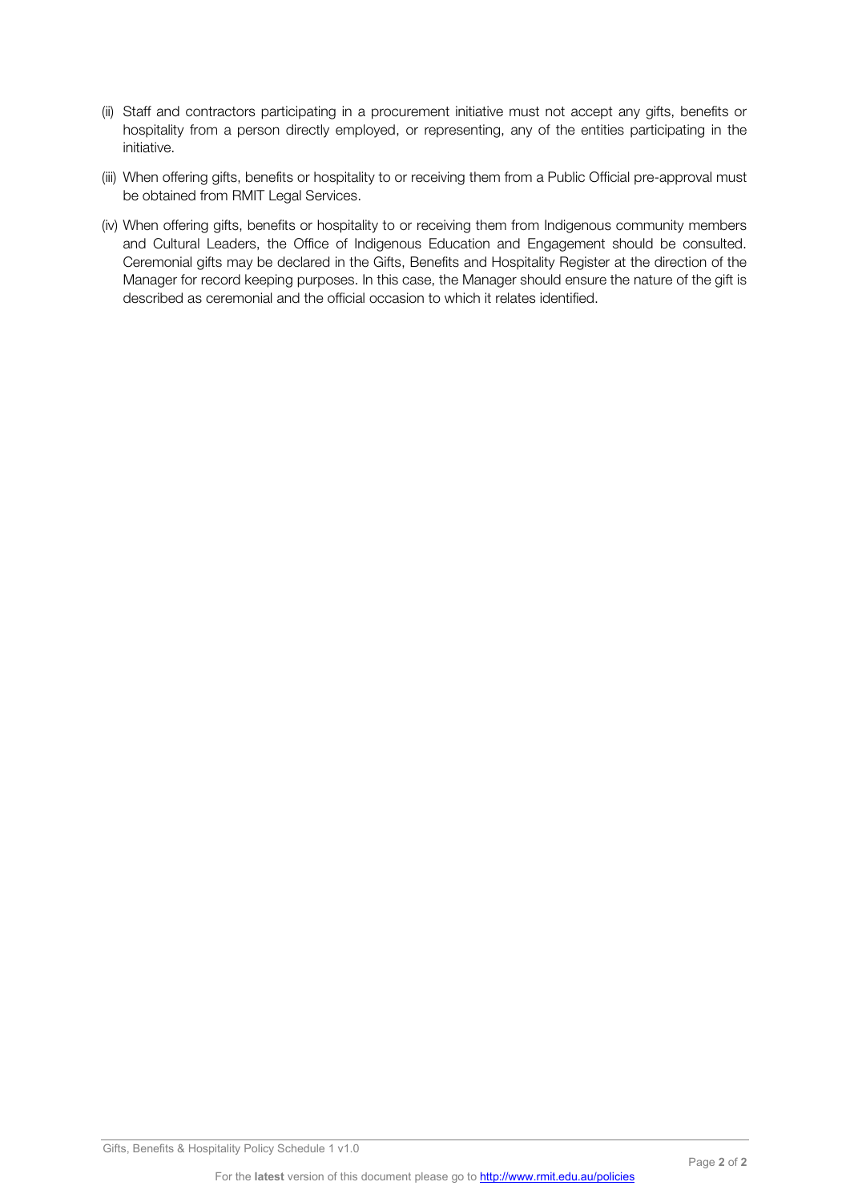(ii) Staff and contractors participating in a procurement initiative must not accept any gifts, benefits or hospitality from a person directly employed, or representing, any of the entities participating in the initiative.

(iii) When offering gifts, benefits or hospitality to or receiving them from a Public Official pre-approval must be obtained from RMIT Legal Services.

(iv) When offering gifts, benefits or hospitality to or receiving them from Indigenous community members and Cultural Leaders, the Office of Indigenous Education and Engagement should be consulted. Ceremonial gifts may be declared in the Gifts, Benefits and Hospitality Register at the direction of the Manager for record keeping purposes. In this case, the Manager should ensure the nature of the gift is described as ceremonial and the official occasion to which it relates identified.